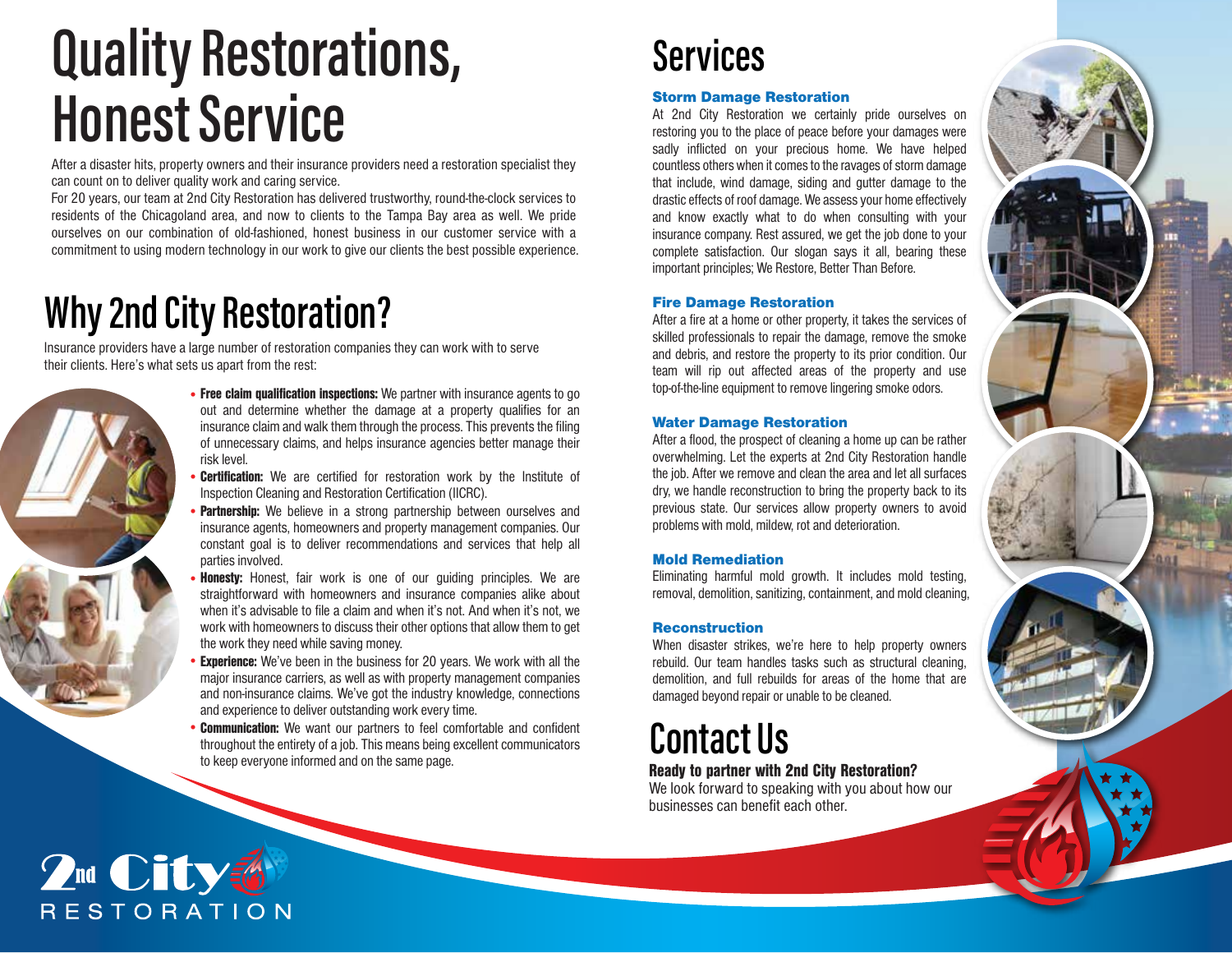# Quality Restorations, Honest Service

After a disaster hits, property owners and their insurance providers need a restoration specialist they can count on to deliver quality work and caring service.

For 20 years, our team at 2nd City Restoration has delivered trustworthy, round-the-clock services to residents of the Chicagoland area, and now to clients to the Tampa Bay area as well. We pride ourselves on our combination of old-fashioned, honest business in our customer service with a commitment to using modern technology in our work to give our clients the best possible experience.

# Why 2nd City Restoration?

Insurance providers have a large number of restoration companies they can work with to serve their clients. Here's what sets us apart from the rest:

- **Free claim qualification inspections:** We partner with insurance agents to go out and determine whether the damage at a property qualifies for an insurance claim and walk them through the process. This prevents the filing of unnecessary claims, and helps insurance agencies better manage their risk level.
- **Certification:** We are certified for restoration work by the Institute of Inspection Cleaning and Restoration Certification (IICRC).
- **Partnership:** We believe in a strong partnership between ourselves and insurance agents, homeowners and property management companies. Our constant goal is to deliver recommendations and services that help all parties involved.
- **Honesty:** Honest, fair work is one of our guiding principles. We are straightforward with homeowners and insurance companies alike about when it's advisable to file a claim and when it's not. And when it's not, we work with homeowners to discuss their other options that allow them to get the work they need while saving money.
- **Experience:** We've been in the business for 20 years. We work with all the major insurance carriers, as well as with property management companies and non-insurance claims. We've got the industry knowledge, connections and experience to deliver outstanding work every time.
- **Communication:** We want our partners to feel comfortable and confident throughout the entirety of a job. This means being excellent communicators to keep everyone informed and on the same page.

# Services

### Storm Damage Restoration

At 2nd City Restoration we certainly pride ourselves on restoring you to the place of peace before your damages were sadly inflicted on your precious home. We have helped countless others when it comes to the ravages of storm damage that include, wind damage, siding and gutter damage to the drastic effects of roof damage. We assess your home effectively and know exactly what to do when consulting with your insurance company. Rest assured, we get the job done to your complete satisfaction. Our slogan says it all, bearing these important principles; We Restore, Better Than Before.

### Fire Damage Restoration

After a fire at a home or other property, it takes the services of skilled professionals to repair the damage, remove the smoke and debris, and restore the property to its prior condition. Our team will rip out affected areas of the property and use top-of-the-line equipment to remove lingering smoke odors.

### Water Damage Restoration

After a flood, the prospect of cleaning a home up can be rather overwhelming. Let the experts at 2nd City Restoration handle the job. After we remove and clean the area and let all surfaces dry, we handle reconstruction to bring the property back to its previous state. Our services allow property owners to avoid problems with mold, mildew, rot and deterioration.

### Mold Remediation

Eliminating harmful mold growth. It includes mold testing, removal, demolition, sanitizing, containment, and mold cleaning,

### Reconstruction

When disaster strikes, we're here to help property owners rebuild. Our team handles tasks such as structural cleaning, demolition, and full rebuilds for areas of the home that are damaged beyond repair or unable to be cleaned.

# Contact Us

**Ready to partner with 2nd City Restoration?**

We look forward to speaking with you about how our businesses can benefit each other.

2nd City RESTORATION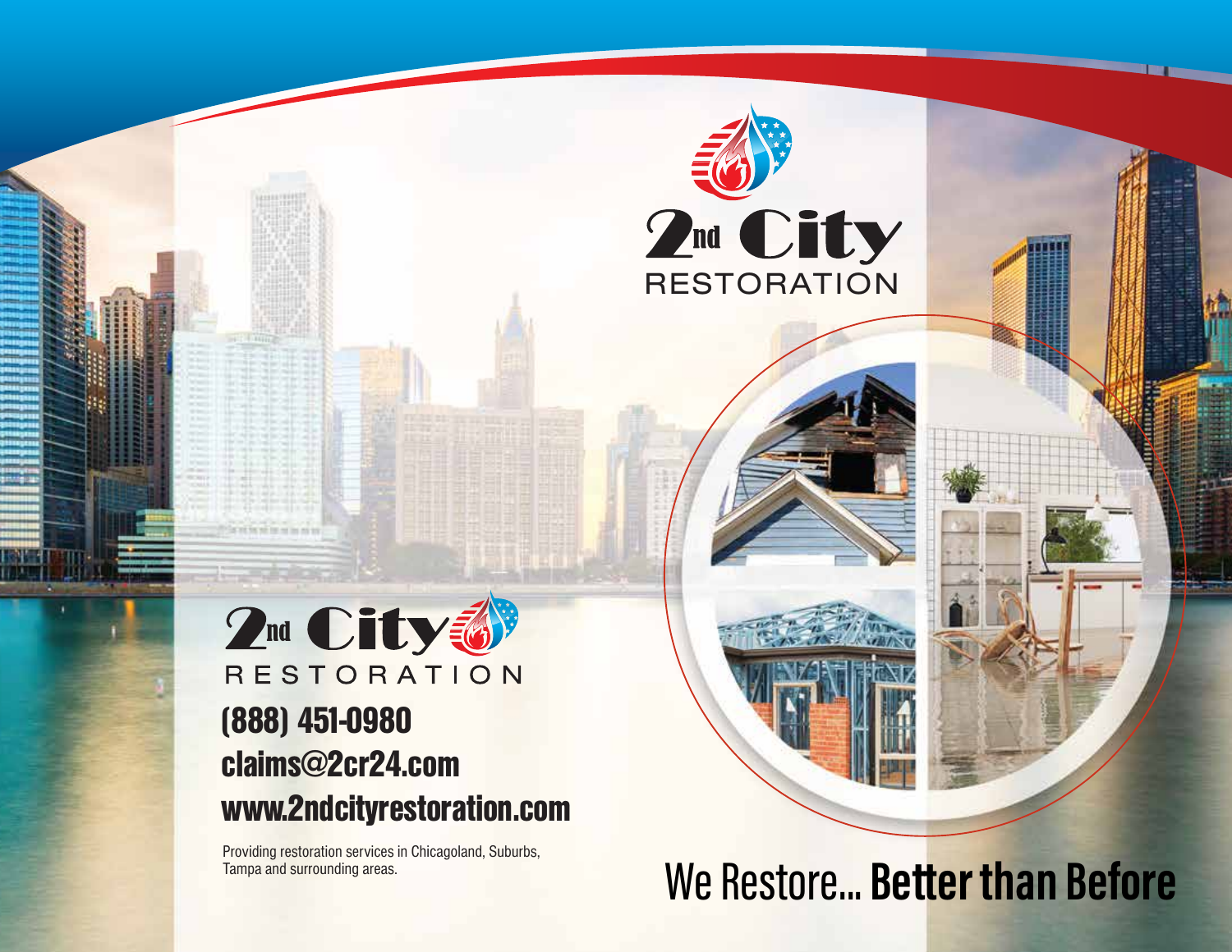# 2nd City RESTORATION

## 2nd City RESTORATION

**(888) 451-0980**
**claims@2cr24.com**
**www.2ndcityrestoration.com**

Providing restoration services in Chicagoland, Suburbs, Tampa and surrounding areas.

We Restore... **Better than Before**